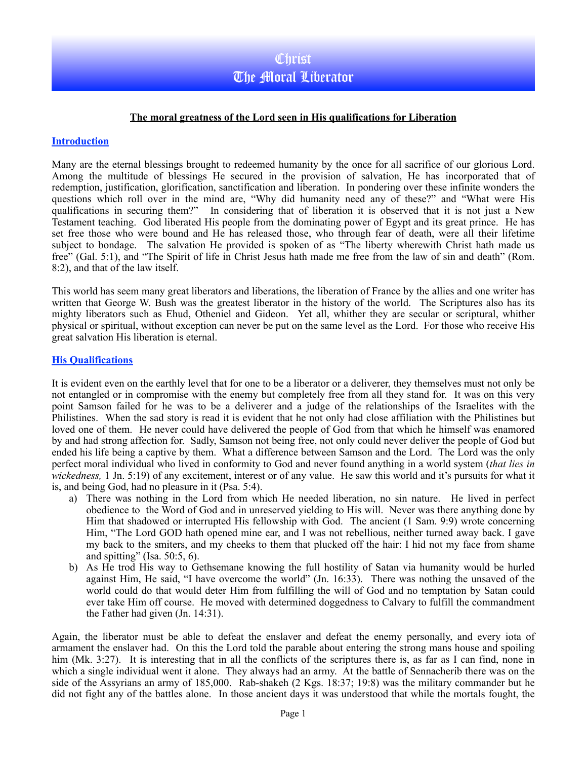# Christ
# The Moral Liberator

**The moral greatness of the Lord seen in His qualifications for Liberation**

## Introduction

Many are the eternal blessings brought to redeemed humanity by the once for all sacrifice of our glorious Lord. Among the multitude of blessings He secured in the provision of salvation, He has incorporated that of redemption, justification, glorification, sanctification and liberation. In pondering over these infinite wonders the questions which roll over in the mind are, "Why did humanity need any of these?" and "What were His qualifications in securing them?" In considering that of liberation it is observed that it is not just a New Testament teaching. God liberated His people from the dominating power of Egypt and its great prince. He has set free those who were bound and He has released those, who through fear of death, were all their lifetime subject to bondage. The salvation He provided is spoken of as "The liberty wherewith Christ hath made us free" (Gal. 5:1), and "The Spirit of life in Christ Jesus hath made me free from the law of sin and death" (Rom. 8:2), and that of the law itself.

This world has seem many great liberators and liberations, the liberation of France by the allies and one writer has written that George W. Bush was the greatest liberator in the history of the world. The Scriptures also has its mighty liberators such as Ehud, Otheniel and Gideon. Yet all, whither they are secular or scriptural, whither physical or spiritual, without exception can never be put on the same level as the Lord. For those who receive His great salvation His liberation is eternal.

## His Qualifications

It is evident even on the earthly level that for one to be a liberator or a deliverer, they themselves must not only be not entangled or in compromise with the enemy but completely free from all they stand for. It was on this very point Samson failed for he was to be a deliverer and a judge of the relationships of the Israelites with the Philistines. When the sad story is read it is evident that he not only had close affiliation with the Philistines but loved one of them. He never could have delivered the people of God from that which he himself was enamored by and had strong affection for. Sadly, Samson not being free, not only could never deliver the people of God but ended his life being a captive by them. What a difference between Samson and the Lord. The Lord was the only perfect moral individual who lived in conformity to God and never found anything in a world system (*that lies in wickedness,* 1 Jn. 5:19) of any excitement, interest or of any value. He saw this world and it's pursuits for what it is, and being God, had no pleasure in it (Psa. 5:4).

a) There was nothing in the Lord from which He needed liberation, no sin nature. He lived in perfect obedience to the Word of God and in unreserved yielding to His will. Never was there anything done by Him that shadowed or interrupted His fellowship with God. The ancient (1 Sam. 9:9) wrote concerning Him, "The Lord GOD hath opened mine ear, and I was not rebellious, neither turned away back. I gave my back to the smiters, and my cheeks to them that plucked off the hair: I hid not my face from shame and spitting" (Isa. 50:5, 6).

b) As He trod His way to Gethsemane knowing the full hostility of Satan via humanity would be hurled against Him, He said, "I have overcome the world" (Jn. 16:33). There was nothing the unsaved of the world could do that would deter Him from fulfilling the will of God and no temptation by Satan could ever take Him off course. He moved with determined doggedness to Calvary to fulfill the commandment the Father had given (Jn. 14:31).

Again, the liberator must be able to defeat the enslaver and defeat the enemy personally, and every iota of armament the enslaver had. On this the Lord told the parable about entering the strong mans house and spoiling him (Mk. 3:27). It is interesting that in all the conflicts of the scriptures there is, as far as I can find, none in which a single individual went it alone. They always had an army. At the battle of Sennacherib there was on the side of the Assyrians an army of 185,000. Rab-shakeh (2 Kgs. 18:37; 19:8) was the military commander but he did not fight any of the battles alone. In those ancient days it was understood that while the mortals fought, the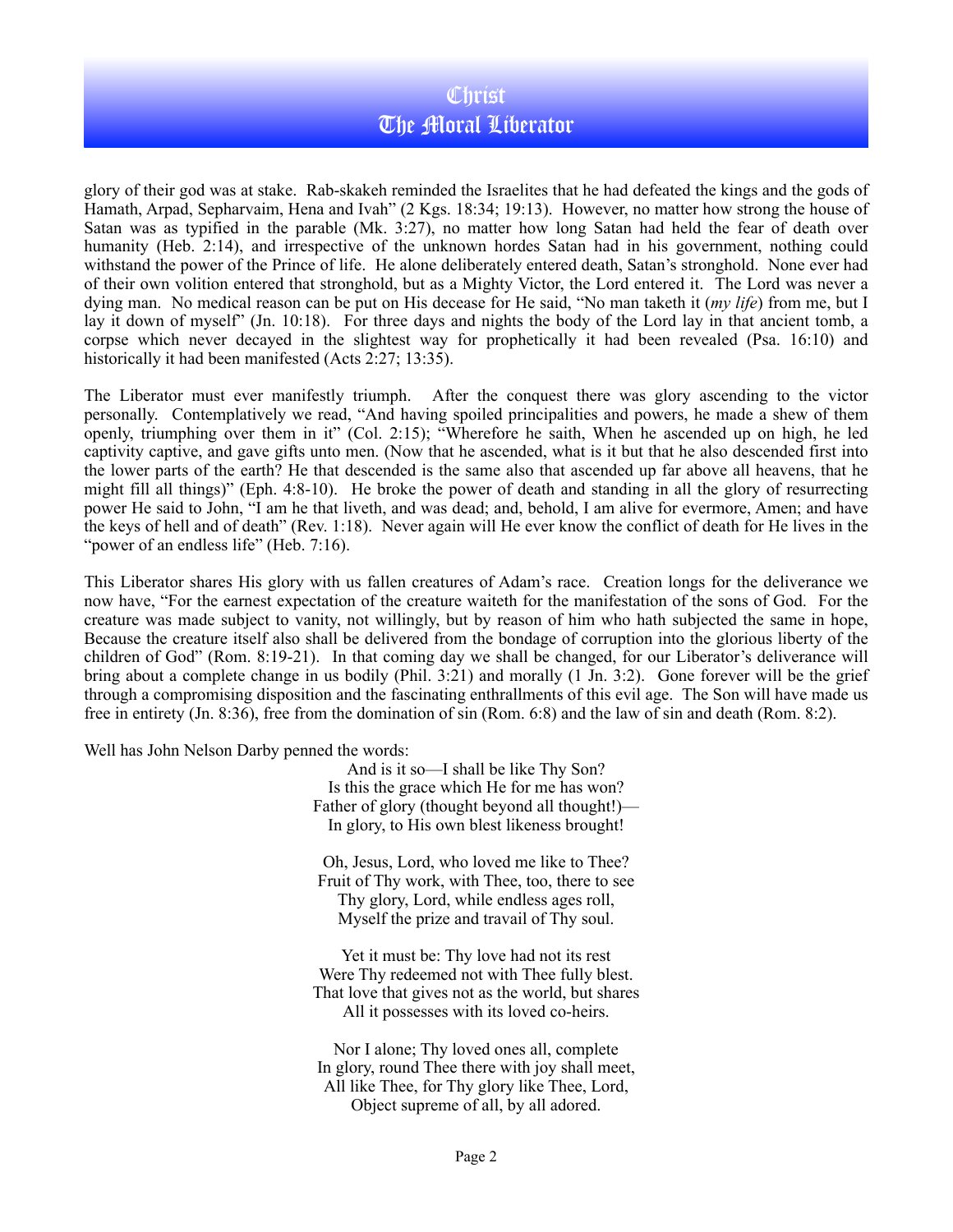glory of their god was at stake. Rab-skakeh reminded the Israelites that he had defeated the kings and the gods of Hamath, Arpad, Sepharvaim, Hena and Ivah" (2 Kgs. 18:34; 19:13). However, no matter how strong the house of Satan was as typified in the parable (Mk. 3:27), no matter how long Satan had held the fear of death over humanity (Heb. 2:14), and irrespective of the unknown hordes Satan had in his government, nothing could withstand the power of the Prince of life. He alone deliberately entered death, Satan's stronghold. None ever had of their own volition entered that stronghold, but as a Mighty Victor, the Lord entered it. The Lord was never a dying man. No medical reason can be put on His decease for He said, "No man taketh it (*my life*) from me, but I lay it down of myself" (Jn. 10:18). For three days and nights the body of the Lord lay in that ancient tomb, a corpse which never decayed in the slightest way for prophetically it had been revealed (Psa. 16:10) and historically it had been manifested (Acts 2:27; 13:35).

The Liberator must ever manifestly triumph. After the conquest there was glory ascending to the victor personally. Contemplatively we read, "And having spoiled principalities and powers, he made a shew of them openly, triumphing over them in it" (Col. 2:15); "Wherefore he saith, When he ascended up on high, he led captivity captive, and gave gifts unto men. (Now that he ascended, what is it but that he also descended first into the lower parts of the earth? He that descended is the same also that ascended up far above all heavens, that he might fill all things)" (Eph. 4:8-10). He broke the power of death and standing in all the glory of resurrecting power He said to John, "I am he that liveth, and was dead; and, behold, I am alive for evermore, Amen; and have the keys of hell and of death" (Rev. 1:18). Never again will He ever know the conflict of death for He lives in the "power of an endless life" (Heb. 7:16).

This Liberator shares His glory with us fallen creatures of Adam's race. Creation longs for the deliverance we now have, "For the earnest expectation of the creature waiteth for the manifestation of the sons of God. For the creature was made subject to vanity, not willingly, but by reason of him who hath subjected the same in hope, Because the creature itself also shall be delivered from the bondage of corruption into the glorious liberty of the children of God" (Rom. 8:19-21). In that coming day we shall be changed, for our Liberator's deliverance will bring about a complete change in us bodily (Phil. 3:21) and morally (1 Jn. 3:2). Gone forever will be the grief through a compromising disposition and the fascinating enthrallments of this evil age. The Son will have made us free in entirety (Jn. 8:36), free from the domination of sin (Rom. 6:8) and the law of sin and death (Rom. 8:2).

Well has John Nelson Darby penned the words:

And is it so—I shall be like Thy Son?
Is this the grace which He for me has won?
Father of glory (thought beyond all thought!)—
In glory, to His own blest likeness brought!

Oh, Jesus, Lord, who loved me like to Thee?
Fruit of Thy work, with Thee, too, there to see
Thy glory, Lord, while endless ages roll,
Myself the prize and travail of Thy soul.

Yet it must be: Thy love had not its rest
Were Thy redeemed not with Thee fully blest.
That love that gives not as the world, but shares
All it possesses with its loved co-heirs.

Nor I alone; Thy loved ones all, complete
In glory, round Thee there with joy shall meet,
All like Thee, for Thy glory like Thee, Lord,
Object supreme of all, by all adored.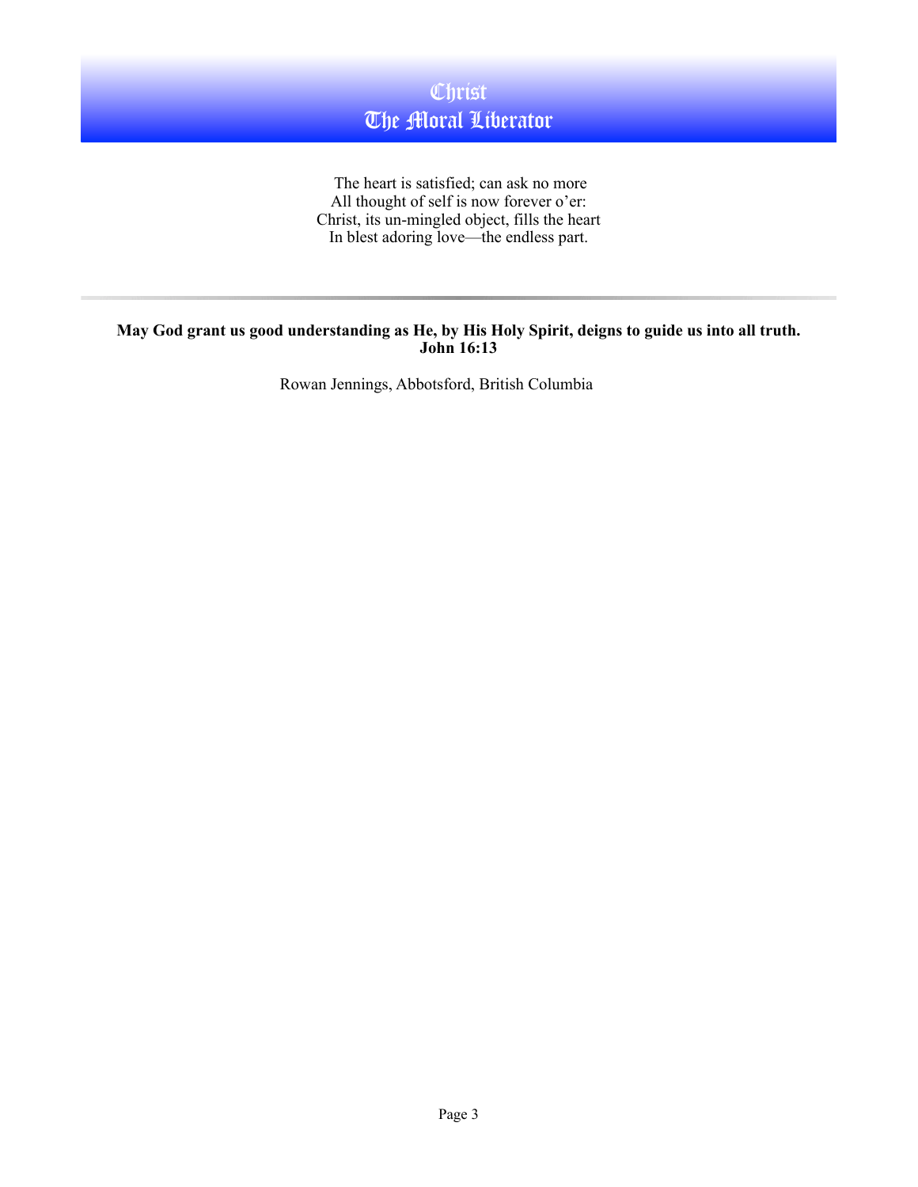# Christ
# The Moral Liberator

The heart is satisfied; can ask no more
All thought of self is now forever o'er:
Christ, its un-mingled object, fills the heart
In blest adoring love—the endless part.

---

**May God grant us good understanding as He, by His Holy Spirit, deigns to guide us into all truth. John 16:13**

Rowan Jennings, Abbotsford, British Columbia